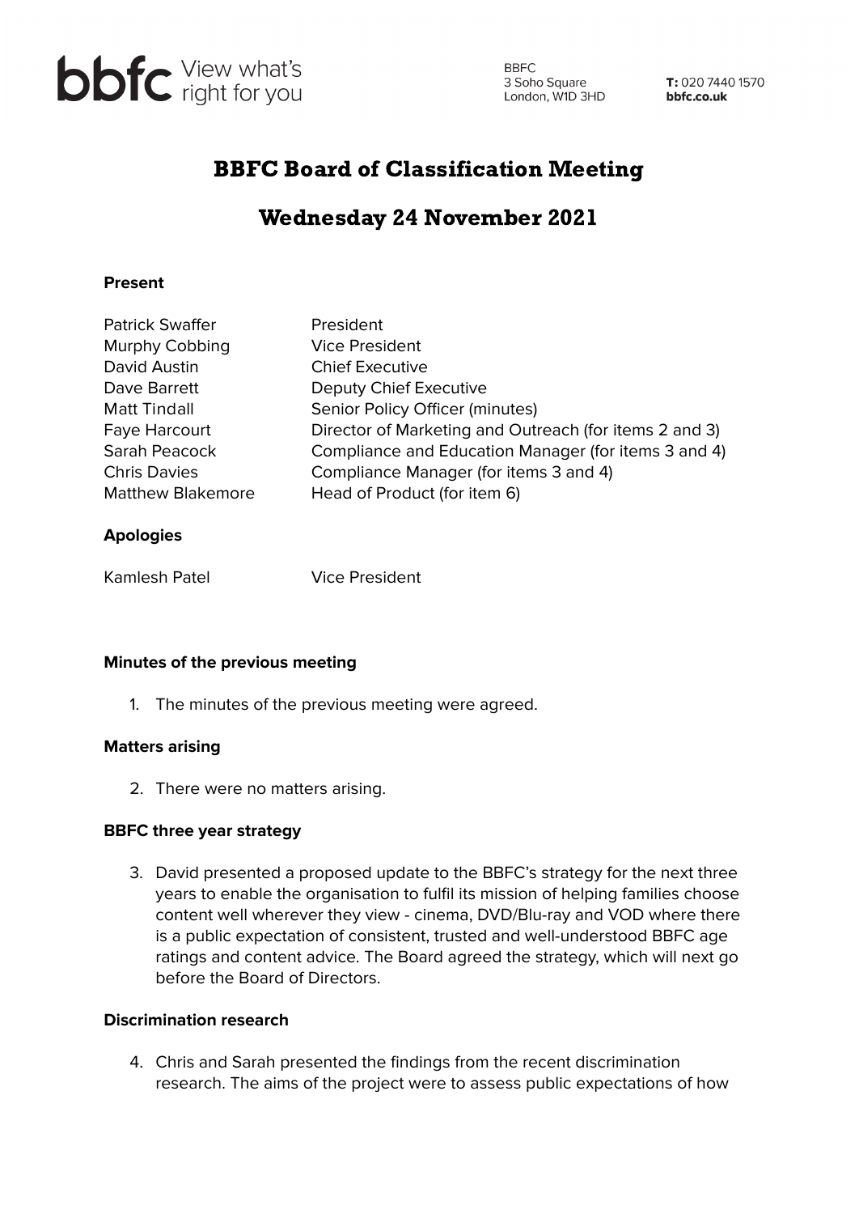bbfc View what's right for you

BBFC
3 Soho Square
London, W1D 3HD

**T:** 020 7440 1570
**bbfc.co.uk**

# BBFC Board of Classification Meeting

# Wednesday 24 November 2021

**Present**

| | |
|---|---|
| Patrick Swaffer | President |
| Murphy Cobbing | Vice President |
| David Austin | Chief Executive |
| Dave Barrett | Deputy Chief Executive |
| Matt Tindall | Senior Policy Officer (minutes) |
| Faye Harcourt | Director of Marketing and Outreach (for items 2 and 3) |
| Sarah Peacock | Compliance and Education Manager (for items 3 and 4) |
| Chris Davies | Compliance Manager (for items 3 and 4) |
| Matthew Blakemore | Head of Product (for item 6) |

**Apologies**

| | |
|---|---|
| Kamlesh Patel | Vice President |

**Minutes of the previous meeting**

1. The minutes of the previous meeting were agreed.

**Matters arising**

2. There were no matters arising.

**BBFC three year strategy**

3. David presented a proposed update to the BBFC's strategy for the next three years to enable the organisation to fulfil its mission of helping families choose content well wherever they view - cinema, DVD/Blu-ray and VOD where there is a public expectation of consistent, trusted and well-understood BBFC age ratings and content advice. The Board agreed the strategy, which will next go before the Board of Directors.

**Discrimination research**

4. Chris and Sarah presented the findings from the recent discrimination research. The aims of the project were to assess public expectations of how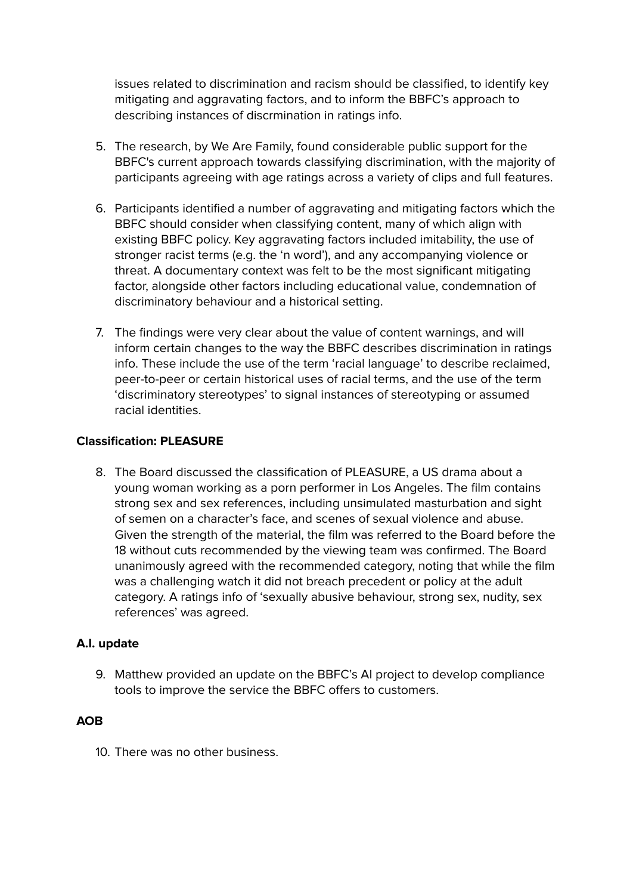issues related to discrimination and racism should be classified, to identify key mitigating and aggravating factors, and to inform the BBFC's approach to describing instances of discrmination in ratings info.

5. The research, by We Are Family, found considerable public support for the BBFC's current approach towards classifying discrimination, with the majority of participants agreeing with age ratings across a variety of clips and full features.

6. Participants identified a number of aggravating and mitigating factors which the BBFC should consider when classifying content, many of which align with existing BBFC policy. Key aggravating factors included imitability, the use of stronger racist terms (e.g. the 'n word'), and any accompanying violence or threat. A documentary context was felt to be the most significant mitigating factor, alongside other factors including educational value, condemnation of discriminatory behaviour and a historical setting.

7. The findings were very clear about the value of content warnings, and will inform certain changes to the way the BBFC describes discrimination in ratings info. These include the use of the term 'racial language' to describe reclaimed, peer-to-peer or certain historical uses of racial terms, and the use of the term 'discriminatory stereotypes' to signal instances of stereotyping or assumed racial identities.

**Classification: PLEASURE**

8. The Board discussed the classification of PLEASURE, a US drama about a young woman working as a porn performer in Los Angeles. The film contains strong sex and sex references, including unsimulated masturbation and sight of semen on a character's face, and scenes of sexual violence and abuse. Given the strength of the material, the film was referred to the Board before the 18 without cuts recommended by the viewing team was confirmed. The Board unanimously agreed with the recommended category, noting that while the film was a challenging watch it did not breach precedent or policy at the adult category. A ratings info of 'sexually abusive behaviour, strong sex, nudity, sex references' was agreed.

**A.I. update**

9. Matthew provided an update on the BBFC's AI project to develop compliance tools to improve the service the BBFC offers to customers.

**AOB**

10. There was no other business.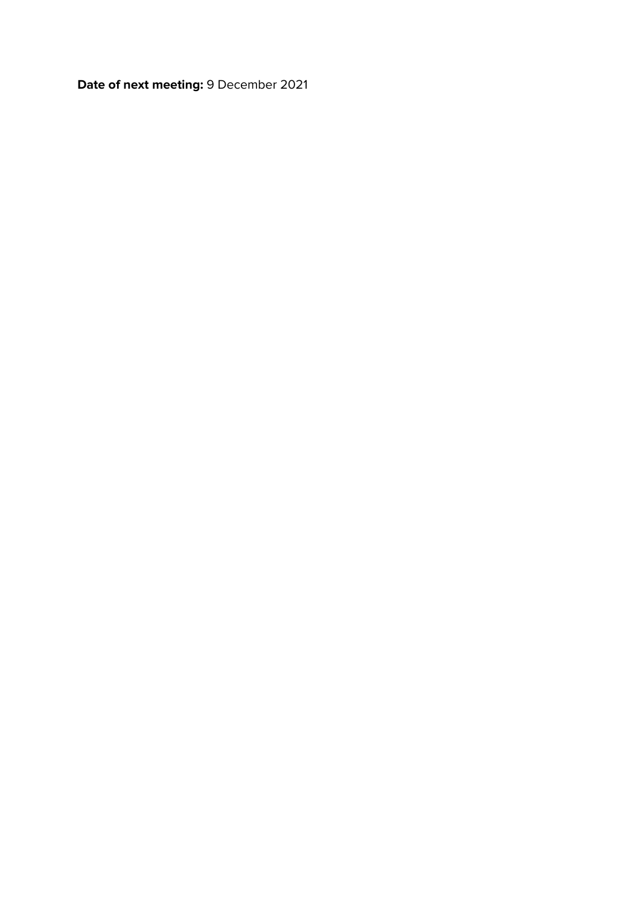**Date of next meeting:** 9 December 2021